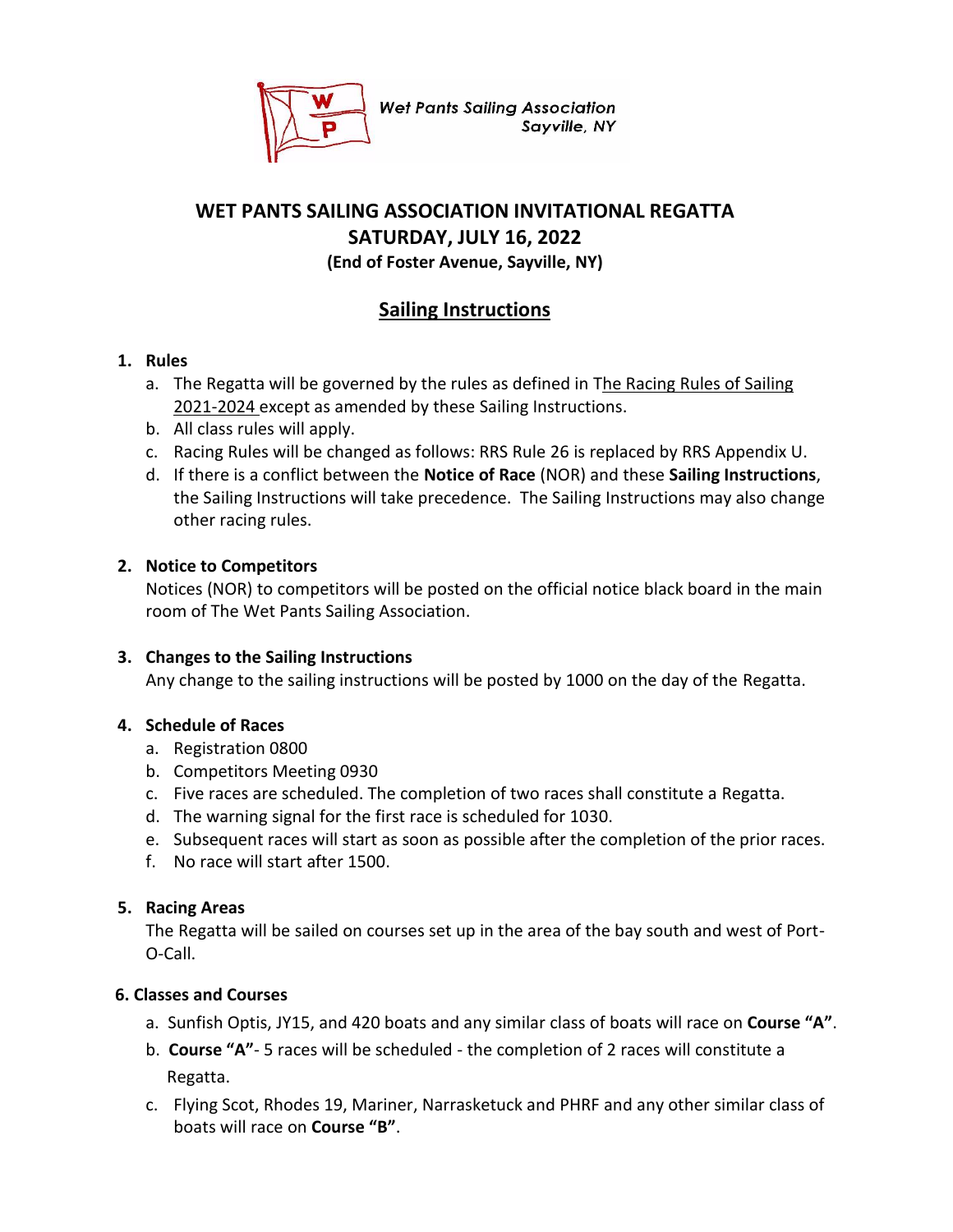Wet Pants Sailing Association
Sayville, NY

# WET PANTS SAILING ASSOCIATION INVITATIONAL REGATTA
## SATURDAY, JULY 16, 2022
**(End of Foster Avenue, Sayville, NY)**

## Sailing Instructions

**1. Rules**

a. The Regatta will be governed by the rules as defined in The Racing Rules of Sailing 2021-2024 except as amended by these Sailing Instructions.
b. All class rules will apply.
c. Racing Rules will be changed as follows: RRS Rule 26 is replaced by RRS Appendix U.
d. If there is a conflict between the **Notice of Race** (NOR) and these **Sailing Instructions**, the Sailing Instructions will take precedence. The Sailing Instructions may also change other racing rules.

**2. Notice to Competitors**

Notices (NOR) to competitors will be posted on the official notice black board in the main room of The Wet Pants Sailing Association.

**3. Changes to the Sailing Instructions**

Any change to the sailing instructions will be posted by 1000 on the day of the Regatta.

**4. Schedule of Races**

a. Registration 0800
b. Competitors Meeting 0930
c. Five races are scheduled. The completion of two races shall constitute a Regatta.
d. The warning signal for the first race is scheduled for 1030.
e. Subsequent races will start as soon as possible after the completion of the prior races.
f. No race will start after 1500.

**5. Racing Areas**

The Regatta will be sailed on courses set up in the area of the bay south and west of Port-O-Call.

**6. Classes and Courses**

a. Sunfish Optis, JY15, and 420 boats and any similar class of boats will race on **Course "A"**.
b. **Course "A"**- 5 races will be scheduled - the completion of 2 races will constitute a Regatta.
c. Flying Scot, Rhodes 19, Mariner, Narrasketuck and PHRF and any other similar class of boats will race on **Course "B"**.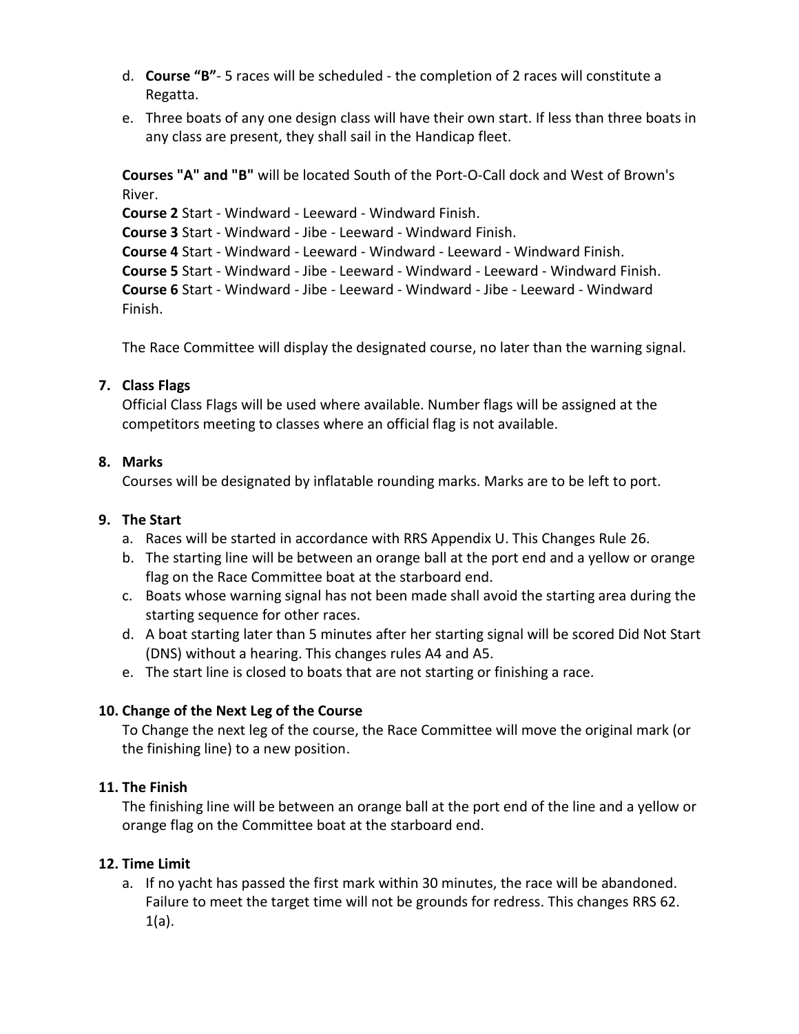d. **Course "B"**- 5 races will be scheduled - the completion of 2 races will constitute a Regatta.

e. Three boats of any one design class will have their own start. If less than three boats in any class are present, they shall sail in the Handicap fleet.

**Courses "A" and "B"** will be located South of the Port-O-Call dock and West of Brown's River.
**Course 2** Start - Windward - Leeward - Windward Finish.
**Course 3** Start - Windward - Jibe - Leeward - Windward Finish.
**Course 4** Start - Windward - Leeward - Windward - Leeward - Windward Finish.
**Course 5** Start - Windward - Jibe - Leeward - Windward - Leeward - Windward Finish.
**Course 6** Start - Windward - Jibe - Leeward - Windward - Jibe - Leeward - Windward Finish.

The Race Committee will display the designated course, no later than the warning signal.

**7. Class Flags**

Official Class Flags will be used where available. Number flags will be assigned at the competitors meeting to classes where an official flag is not available.

**8. Marks**

Courses will be designated by inflatable rounding marks. Marks are to be left to port.

**9. The Start**

a. Races will be started in accordance with RRS Appendix U. This Changes Rule 26.
b. The starting line will be between an orange ball at the port end and a yellow or orange flag on the Race Committee boat at the starboard end.
c. Boats whose warning signal has not been made shall avoid the starting area during the starting sequence for other races.
d. A boat starting later than 5 minutes after her starting signal will be scored Did Not Start (DNS) without a hearing. This changes rules A4 and A5.
e. The start line is closed to boats that are not starting or finishing a race.

**10. Change of the Next Leg of the Course**

To Change the next leg of the course, the Race Committee will move the original mark (or the finishing line) to a new position.

**11. The Finish**

The finishing line will be between an orange ball at the port end of the line and a yellow or orange flag on the Committee boat at the starboard end.

**12. Time Limit**

a. If no yacht has passed the first mark within 30 minutes, the race will be abandoned. Failure to meet the target time will not be grounds for redress. This changes RRS 62. 1(a).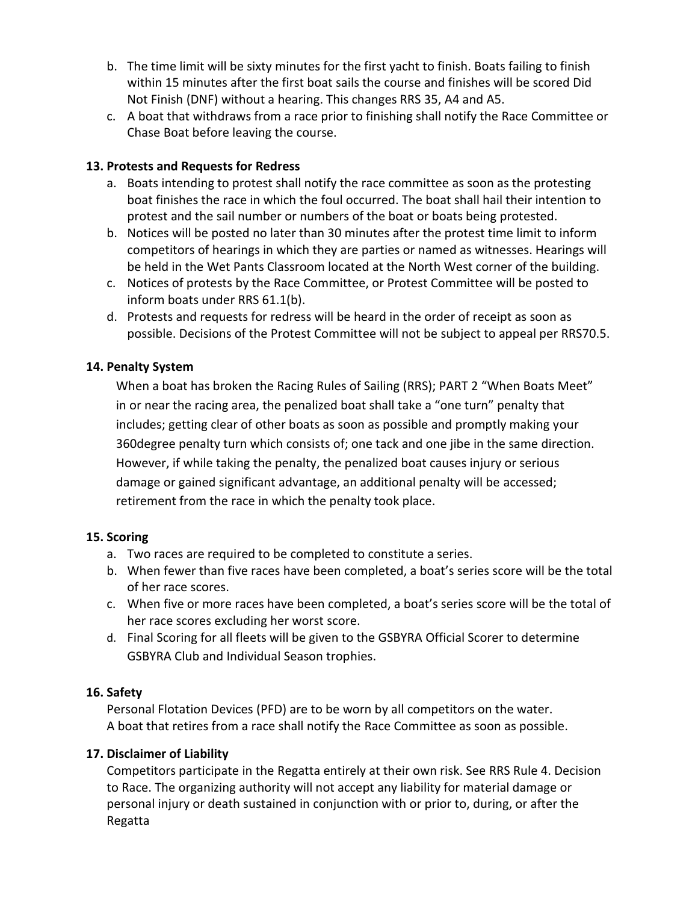b. The time limit will be sixty minutes for the first yacht to finish. Boats failing to finish within 15 minutes after the first boat sails the course and finishes will be scored Did Not Finish (DNF) without a hearing. This changes RRS 35, A4 and A5.
c. A boat that withdraws from a race prior to finishing shall notify the Race Committee or Chase Boat before leaving the course.

### 13. Protests and Requests for Redress

a. Boats intending to protest shall notify the race committee as soon as the protesting boat finishes the race in which the foul occurred. The boat shall hail their intention to protest and the sail number or numbers of the boat or boats being protested.
b. Notices will be posted no later than 30 minutes after the protest time limit to inform competitors of hearings in which they are parties or named as witnesses. Hearings will be held in the Wet Pants Classroom located at the North West corner of the building.
c. Notices of protests by the Race Committee, or Protest Committee will be posted to inform boats under RRS 61.1(b).
d. Protests and requests for redress will be heard in the order of receipt as soon as possible. Decisions of the Protest Committee will not be subject to appeal per RRS70.5.

### 14. Penalty System

When a boat has broken the Racing Rules of Sailing (RRS); PART 2 "When Boats Meet" in or near the racing area, the penalized boat shall take a "one turn" penalty that includes; getting clear of other boats as soon as possible and promptly making your 360degree penalty turn which consists of; one tack and one jibe in the same direction. However, if while taking the penalty, the penalized boat causes injury or serious damage or gained significant advantage, an additional penalty will be accessed; retirement from the race in which the penalty took place.

### 15. Scoring

a. Two races are required to be completed to constitute a series.
b. When fewer than five races have been completed, a boat's series score will be the total of her race scores.
c. When five or more races have been completed, a boat's series score will be the total of her race scores excluding her worst score.
d. Final Scoring for all fleets will be given to the GSBYRA Official Scorer to determine GSBYRA Club and Individual Season trophies.

### 16. Safety

Personal Flotation Devices (PFD) are to be worn by all competitors on the water.
A boat that retires from a race shall notify the Race Committee as soon as possible.

### 17. Disclaimer of Liability

Competitors participate in the Regatta entirely at their own risk. See RRS Rule 4. Decision to Race. The organizing authority will not accept any liability for material damage or personal injury or death sustained in conjunction with or prior to, during, or after the Regatta